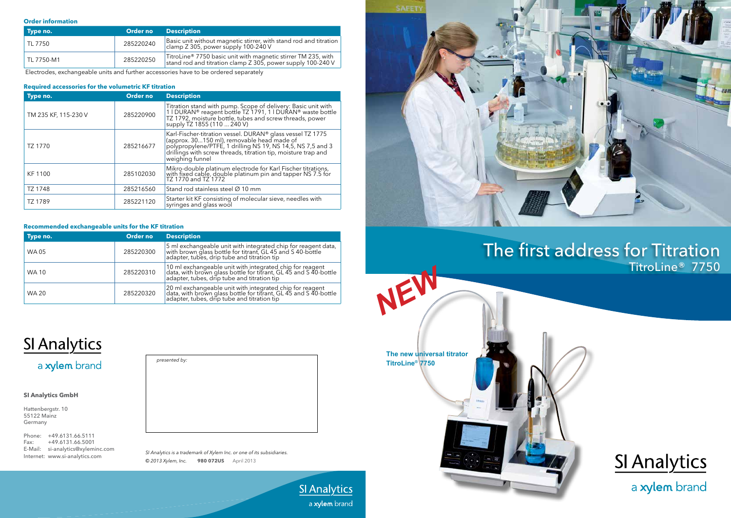## Order information

| Type no. | Order no | Description |
|---|---|---|
| TL 7750 | 285220240 | Basic unit without magnetic stirrer, with stand rod and titration clamp Z 305, power supply 100-240 V |
| TL 7750-M1 | 285220250 | TitroLine® 7750 basic unit with magnetic stirrer TM 235, with stand rod and titration clamp Z 305, power supply 100-240 V |

Electrodes, exchangeable units and further accessories have to be ordered separately

## Required accessories for the volumetric KF titration

| Type no. | Order no | Description |
|---|---|---|
| TM 235 KF, 115-230 V | 285220900 | Titration stand with pump. Scope of delivery: Basic unit with 1 l DURAN® reagent bottle TZ 1791, 1 l DURAN® waste bottle TZ 1792, moisture bottle, tubes and screw threads, power supply TZ 1855 (110 ... 240 V) |
| TZ 1770 | 285216677 | Karl-Fischer-titration vessel. DURAN® glass vessel TZ 1775 (approx. 30...150 ml), removable head made of polypropylene/PTFE, 1 drilling NS 19, NS 14,5, NS 7,5 and 3 drillings with screw threads, titration tip, moisture trap and weighing funnel |
| KF 1100 | 285102030 | Mikro-double platinum electrode for Karl Fischer titrations, with fixed cable, double platinum pin and tapper NS 7.5 for TZ 1770 and TZ 1772 |
| TZ 1748 | 285216560 | Stand rod stainless steel Ø 10 mm |
| TZ 1789 | 285221120 | Starter kit KF consisting of molecular sieve, needles with syringes and glass wool |

## Recommended exchangeable units for the KF titration

| Type no. | Order no | Description |
|---|---|---|
| WA 05 | 285220300 | 5 ml exchangeable unit with integrated chip for reagent data, with brown glass bottle for titrant, GL 45 and S 40-bottle adapter, tubes, drip tube and titration tip |
| WA 10 | 285220310 | 10 ml exchangeable unit with integrated chip for reagent data, with brown glass bottle for titrant, GL 45 and S 40-bottle adapter, tubes, drip tube and titration tip |
| WA 20 | 285220320 | 20 ml exchangeable unit with integrated chip for reagent data, with brown glass bottle for titrant, GL 45 and S 40-bottle adapter, tubes, drip tube and titration tip |

SI Analytics
a xylem brand

**SI Analytics GmbH**

Hattenbergstr. 10
55122 Mainz
Germany

Phone: +49.6131.66.5111
Fax: +49.6131.66.5001
E-Mail: si-analytics@xyleminc.com
Internet: www.si-analytics.com

*presented by:*

*SI Analytics is a trademark of Xylem Inc. or one of its subsidiaries.*
*© 2013 Xylem, Inc.* **980 072US** April 2013

SI Analytics
a xylem brand

# The first address for Titration

## TitroLine® 7750

NEW

**The new universal titrator TitroLine® 7750**

SI Analytics
a xylem brand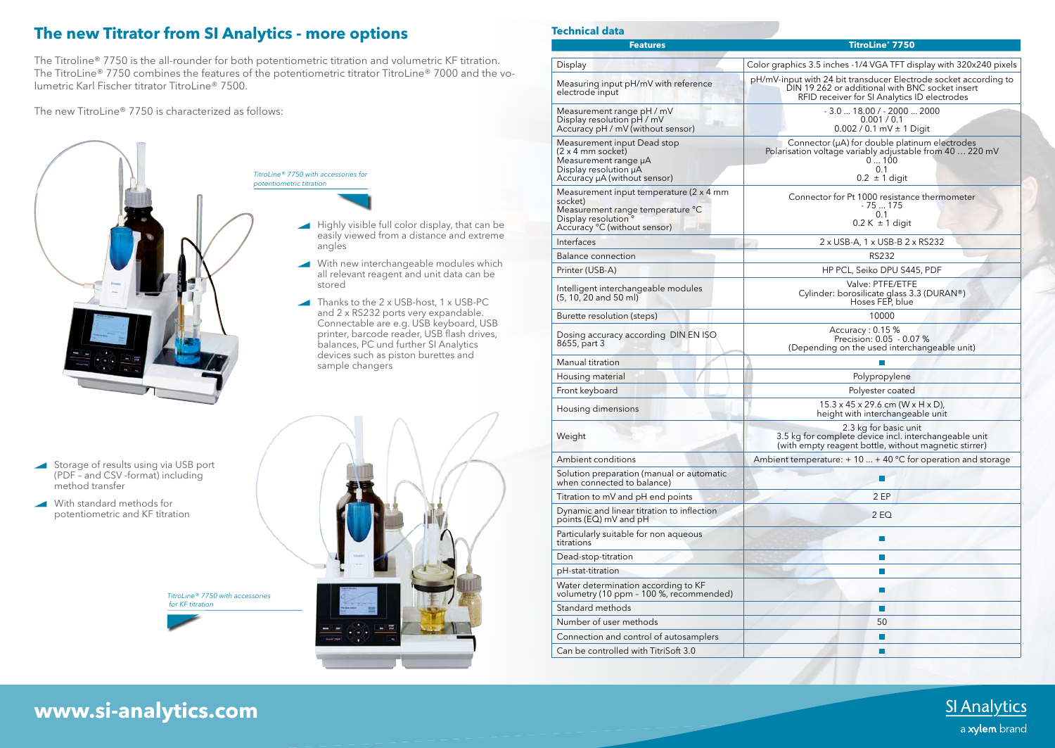# The new Titrator from SI Analytics - more options

The Titroline® 7750 is the all-rounder for both potentiometric titration and volumetric KF titration. The TitroLine® 7750 combines the features of the potentiometric titrator TitroLine® 7000 and the volumetric Karl Fischer titrator TitroLine® 7500.

The new TitroLine® 7750 is characterized as follows:

*TitroLine® 7750 with accessories for potentiometric titration*

- Highly visible full color display, that can be easily viewed from a distance and extreme angles
- With new interchangeable modules which all relevant reagent and unit data can be stored
- Thanks to the 2 x USB-host, 1 x USB-PC and 2 x RS232 ports very expandable. Connectable are e.g. USB keyboard, USB printer, barcode reader, USB flash drives, balances, PC und further SI Analytics devices such as piston burettes and sample changers
- Storage of results using via USB port (PDF – and CSV -format) including method transfer
- With standard methods for potentiometric and KF titration

*TitroLine® 7750 with accessories for KF titration*

## Technical data

| Features | TitroLine® 7750 |
|---|---|
| Display | Color graphics 3.5 inches -1/4 VGA TFT display with 320x240 pixels |
| Measuring input pH/mV with reference electrode input | pH/mV-input with 24 bit transducer Electrode socket according to DIN 19 262 or additional with BNC socket insert RFID receiver for SI Analytics ID electrodes |
| Measurement range pH / mV<br>Display resolution pH / mV<br>Accuracy pH / mV (without sensor) | - 3.0 ... 18.00 / - 2000 ... 2000<br>0.001 / 0.1<br>0.002 / 0.1 mV ± 1 Digit |
| Measurement input Dead stop (2 x 4 mm socket)<br>Measurement range µA<br>Display resolution µA<br>Accuracy µA (without sensor) | Connector (µA) for double platinum electrodes<br>Polarisation voltage variably adjustable from 40 … 220 mV<br>0 ... 100<br>0.1<br>0.2 ± 1 digit |
| Measurement input temperature (2 x 4 mm socket)<br>Measurement range temperature °C<br>Display resolution °<br>Accuracy °C (without sensor) | Connector for Pt 1000 resistance thermometer<br>- 75 ... 175<br>0.1<br>0.2 K ± 1 digit |
| Interfaces | 2 x USB-A, 1 x USB-B 2 x RS232 |
| Balance connection | RS232 |
| Printer (USB-A) | HP PCL, Seiko DPU S445, PDF |
| Intelligent interchangeable modules (5, 10, 20 and 50 ml) | Valve: PTFE/ETFE<br>Cylinder: borosilicate glass 3.3 (DURAN®)<br>Hoses FEP, blue |
| Burette resolution (steps) | 10000 |
| Dosing accuracy according DIN EN ISO 8655, part 3 | Accuracy : 0.15 %<br>Precision: 0.05 - 0.07 %<br>(Depending on the used interchangeable unit) |
| Manual titration | ■ |
| Housing material | Polypropylene |
| Front keyboard | Polyester coated |
| Housing dimensions | 15.3 x 45 x 29.6 cm (W x H x D),<br>height with interchangeable unit |
| Weight | 2.3 kg for basic unit<br>3.5 kg for complete device incl. interchangeable unit<br>(with empty reagent bottle, without magnetic stirrer) |
| Ambient conditions | Ambient temperature: + 10 ... + 40 °C for operation and storage |
| Solution preparation (manual or automatic when connected to balance) | ■ |
| Titration to mV and pH end points | 2 EP |
| Dynamic and linear titration to inflection points (EQ) mV and pH | 2 EQ |
| Particularly suitable for non aqueous titrations | ■ |
| Dead-stop-titration | ■ |
| pH-stat-titration | ■ |
| Water determination according to KF volumetry (10 ppm – 100 %, recommended) | ■ |
| Standard methods | ■ |
| Number of user methods | 50 |
| Connection and control of autosamplers | ■ |
| Can be controlled with TitriSoft 3.0 | ■ |

**www.si-analytics.com**

SI Analytics
a xylem brand